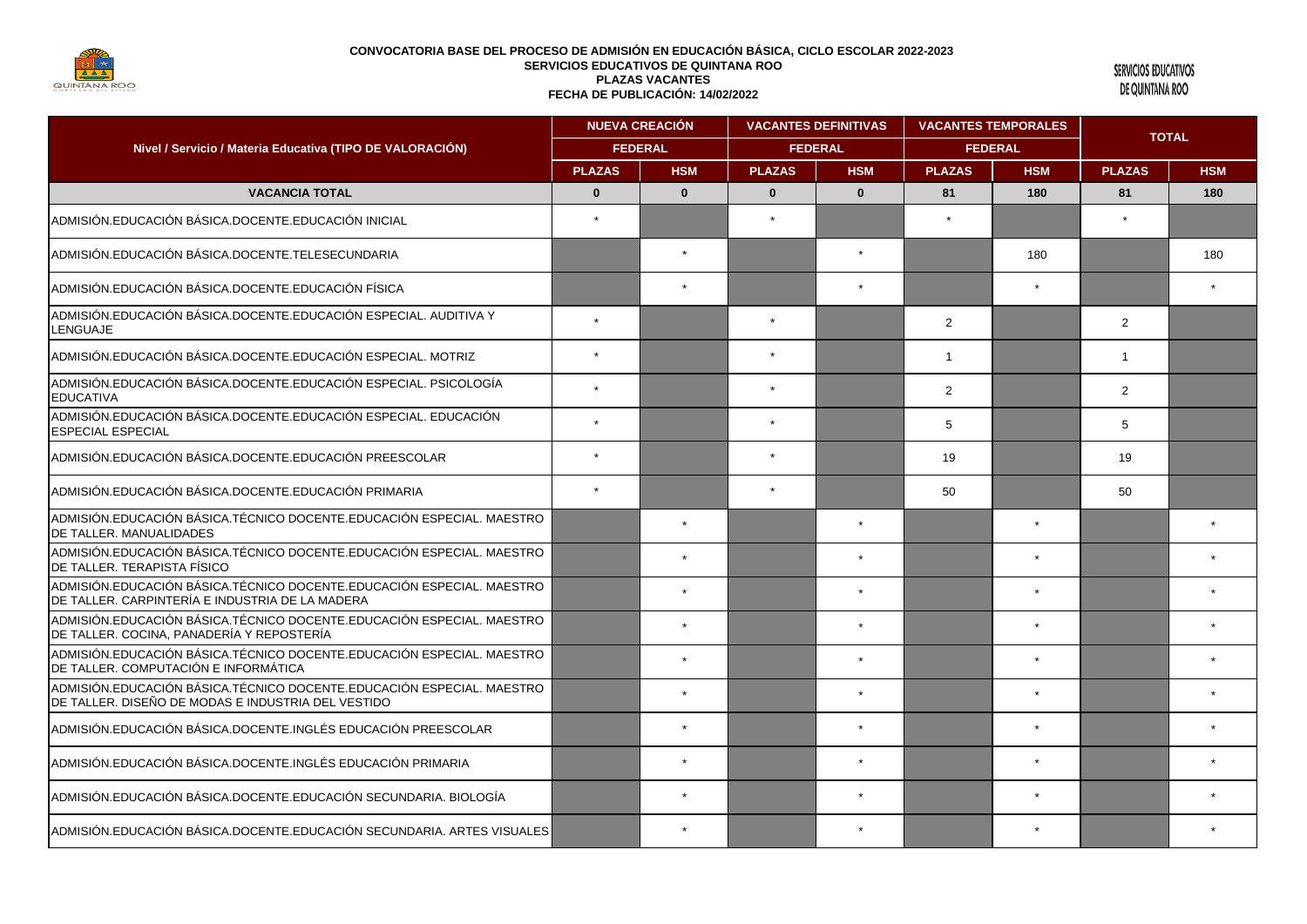**CONVOCATORIA BASE DEL PROCESO DE ADMISIÓN EN EDUCACIÓN BÁSICA, CICLO ESCOLAR 2022-2023**
**SERVICIOS EDUCATIVOS DE QUINTANA ROO**
**PLAZAS VACANTES**
**FECHA DE PUBLICACIÓN: 14/02/2022**

SERVICIOS EDUCATIVOS DE QUINTANA ROO

| Nivel / Servicio / Materia Educativa (TIPO DE VALORACIÓN) | NUEVA CREACIÓN | | VACANTES DEFINITIVAS | | VACANTES TEMPORALES | | TOTAL | |
|---|---|---|---|---|---|---|---|---|
| | FEDERAL | | FEDERAL | | FEDERAL | | | |
| | PLAZAS | HSM | PLAZAS | HSM | PLAZAS | HSM | PLAZAS | HSM |
| **VACANCIA TOTAL** | **0** | **0** | **0** | **0** | **81** | **180** | **81** | **180** |
| ADMISIÓN.EDUCACIÓN BÁSICA.DOCENTE.EDUCACIÓN INICIAL | * | | * | | * | | * | |
| ADMISIÓN.EDUCACIÓN BÁSICA.DOCENTE.TELESECUNDARIA | | * | | * | | 180 | | 180 |
| ADMISIÓN.EDUCACIÓN BÁSICA.DOCENTE.EDUCACIÓN FÍSICA | | * | | * | | * | | * |
| ADMISIÓN.EDUCACIÓN BÁSICA.DOCENTE.EDUCACIÓN ESPECIAL. AUDITIVA Y LENGUAJE | * | | * | | 2 | | 2 | |
| ADMISIÓN.EDUCACIÓN BÁSICA.DOCENTE.EDUCACIÓN ESPECIAL. MOTRIZ | * | | * | | 1 | | 1 | |
| ADMISIÓN.EDUCACIÓN BÁSICA.DOCENTE.EDUCACIÓN ESPECIAL. PSICOLOGÍA EDUCATIVA | * | | * | | 2 | | 2 | |
| ADMISIÓN.EDUCACIÓN BÁSICA.DOCENTE.EDUCACIÓN ESPECIAL. EDUCACIÓN ESPECIAL ESPECIAL | * | | * | | 5 | | 5 | |
| ADMISIÓN.EDUCACIÓN BÁSICA.DOCENTE.EDUCACIÓN PREESCOLAR | * | | * | | 19 | | 19 | |
| ADMISIÓN.EDUCACIÓN BÁSICA.DOCENTE.EDUCACIÓN PRIMARIA | * | | * | | 50 | | 50 | |
| ADMISIÓN.EDUCACIÓN BÁSICA.TÉCNICO DOCENTE.EDUCACIÓN ESPECIAL. MAESTRO DE TALLER. MANUALIDADES | | * | | * | | * | | * |
| ADMISIÓN.EDUCACIÓN BÁSICA.TÉCNICO DOCENTE.EDUCACIÓN ESPECIAL. MAESTRO DE TALLER. TERAPISTA FÍSICO | | * | | * | | * | | * |
| ADMISIÓN.EDUCACIÓN BÁSICA.TÉCNICO DOCENTE.EDUCACIÓN ESPECIAL. MAESTRO DE TALLER. CARPINTERÍA E INDUSTRIA DE LA MADERA | | * | | * | | * | | * |
| ADMISIÓN.EDUCACIÓN BÁSICA.TÉCNICO DOCENTE.EDUCACIÓN ESPECIAL. MAESTRO DE TALLER. COCINA, PANADERÍA Y REPOSTERÍA | | * | | * | | * | | * |
| ADMISIÓN.EDUCACIÓN BÁSICA.TÉCNICO DOCENTE.EDUCACIÓN ESPECIAL. MAESTRO DE TALLER. COMPUTACIÓN E INFORMÁTICA | | * | | * | | * | | * |
| ADMISIÓN.EDUCACIÓN BÁSICA.TÉCNICO DOCENTE.EDUCACIÓN ESPECIAL. MAESTRO DE TALLER. DISEÑO DE MODAS E INDUSTRIA DEL VESTIDO | | * | | * | | * | | * |
| ADMISIÓN.EDUCACIÓN BÁSICA.DOCENTE.INGLÉS EDUCACIÓN PREESCOLAR | | * | | * | | * | | * |
| ADMISIÓN.EDUCACIÓN BÁSICA.DOCENTE.INGLÉS EDUCACIÓN PRIMARIA | | * | | * | | * | | * |
| ADMISIÓN.EDUCACIÓN BÁSICA.DOCENTE.EDUCACIÓN SECUNDARIA. BIOLOGÍA | | * | | * | | * | | * |
| ADMISIÓN.EDUCACIÓN BÁSICA.DOCENTE.EDUCACIÓN SECUNDARIA. ARTES VISUALES | | * | | * | | * | | * |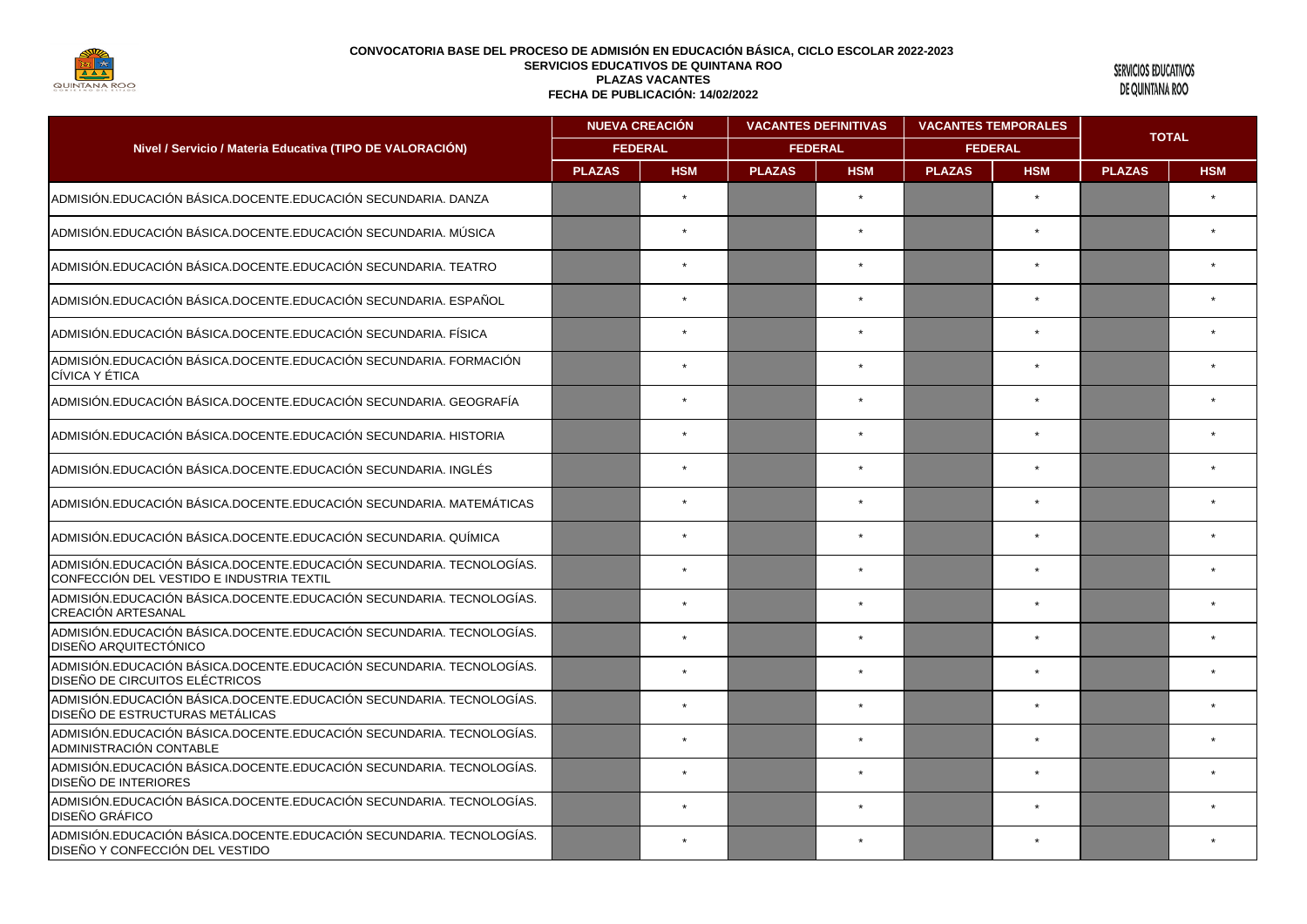**CONVOCATORIA BASE DEL PROCESO DE ADMISIÓN EN EDUCACIÓN BÁSICA, CICLO ESCOLAR 2022-2023**
**SERVICIOS EDUCATIVOS DE QUINTANA ROO**
**PLAZAS VACANTES**
**FECHA DE PUBLICACIÓN: 14/02/2022**

SERVICIOS EDUCATIVOS DE QUINTANA ROO

| Nivel / Servicio / Materia Educativa (TIPO DE VALORACIÓN) | NUEVA CREACIÓN FEDERAL | | VACANTES DEFINITIVAS FEDERAL | | VACANTES TEMPORALES FEDERAL | | TOTAL | |
|---|---|---|---|---|---|---|---|---|
| | PLAZAS | HSM | PLAZAS | HSM | PLAZAS | HSM | PLAZAS | HSM |
| ADMISIÓN.EDUCACIÓN BÁSICA.DOCENTE.EDUCACIÓN SECUNDARIA. DANZA | | * | | * | | * | | * |
| ADMISIÓN.EDUCACIÓN BÁSICA.DOCENTE.EDUCACIÓN SECUNDARIA. MÚSICA | | * | | * | | * | | * |
| ADMISIÓN.EDUCACIÓN BÁSICA.DOCENTE.EDUCACIÓN SECUNDARIA. TEATRO | | * | | * | | * | | * |
| ADMISIÓN.EDUCACIÓN BÁSICA.DOCENTE.EDUCACIÓN SECUNDARIA. ESPAÑOL | | * | | * | | * | | * |
| ADMISIÓN.EDUCACIÓN BÁSICA.DOCENTE.EDUCACIÓN SECUNDARIA. FÍSICA | | * | | * | | * | | * |
| ADMISIÓN.EDUCACIÓN BÁSICA.DOCENTE.EDUCACIÓN SECUNDARIA. FORMACIÓN CÍVICA Y ÉTICA | | * | | * | | * | | * |
| ADMISIÓN.EDUCACIÓN BÁSICA.DOCENTE.EDUCACIÓN SECUNDARIA. GEOGRAFÍA | | * | | * | | * | | * |
| ADMISIÓN.EDUCACIÓN BÁSICA.DOCENTE.EDUCACIÓN SECUNDARIA. HISTORIA | | * | | * | | * | | * |
| ADMISIÓN.EDUCACIÓN BÁSICA.DOCENTE.EDUCACIÓN SECUNDARIA. INGLÉS | | * | | * | | * | | * |
| ADMISIÓN.EDUCACIÓN BÁSICA.DOCENTE.EDUCACIÓN SECUNDARIA. MATEMÁTICAS | | * | | * | | * | | * |
| ADMISIÓN.EDUCACIÓN BÁSICA.DOCENTE.EDUCACIÓN SECUNDARIA. QUÍMICA | | * | | * | | * | | * |
| ADMISIÓN.EDUCACIÓN BÁSICA.DOCENTE.EDUCACIÓN SECUNDARIA. TECNOLOGÍAS. CONFECCIÓN DEL VESTIDO E INDUSTRIA TEXTIL | | * | | * | | * | | * |
| ADMISIÓN.EDUCACIÓN BÁSICA.DOCENTE.EDUCACIÓN SECUNDARIA. TECNOLOGÍAS. CREACIÓN ARTESANAL | | * | | * | | * | | * |
| ADMISIÓN.EDUCACIÓN BÁSICA.DOCENTE.EDUCACIÓN SECUNDARIA. TECNOLOGÍAS. DISEÑO ARQUITECTÓNICO | | * | | * | | * | | * |
| ADMISIÓN.EDUCACIÓN BÁSICA.DOCENTE.EDUCACIÓN SECUNDARIA. TECNOLOGÍAS. DISEÑO DE CIRCUITOS ELÉCTRICOS | | * | | * | | * | | * |
| ADMISIÓN.EDUCACIÓN BÁSICA.DOCENTE.EDUCACIÓN SECUNDARIA. TECNOLOGÍAS. DISEÑO DE ESTRUCTURAS METÁLICAS | | * | | * | | * | | * |
| ADMISIÓN.EDUCACIÓN BÁSICA.DOCENTE.EDUCACIÓN SECUNDARIA. TECNOLOGÍAS. ADMINISTRACIÓN CONTABLE | | * | | * | | * | | * |
| ADMISIÓN.EDUCACIÓN BÁSICA.DOCENTE.EDUCACIÓN SECUNDARIA. TECNOLOGÍAS. DISEÑO DE INTERIORES | | * | | * | | * | | * |
| ADMISIÓN.EDUCACIÓN BÁSICA.DOCENTE.EDUCACIÓN SECUNDARIA. TECNOLOGÍAS. DISEÑO GRÁFICO | | * | | * | | * | | * |
| ADMISIÓN.EDUCACIÓN BÁSICA.DOCENTE.EDUCACIÓN SECUNDARIA. TECNOLOGÍAS. DISEÑO Y CONFECCIÓN DEL VESTIDO | | * | | * | | * | | * |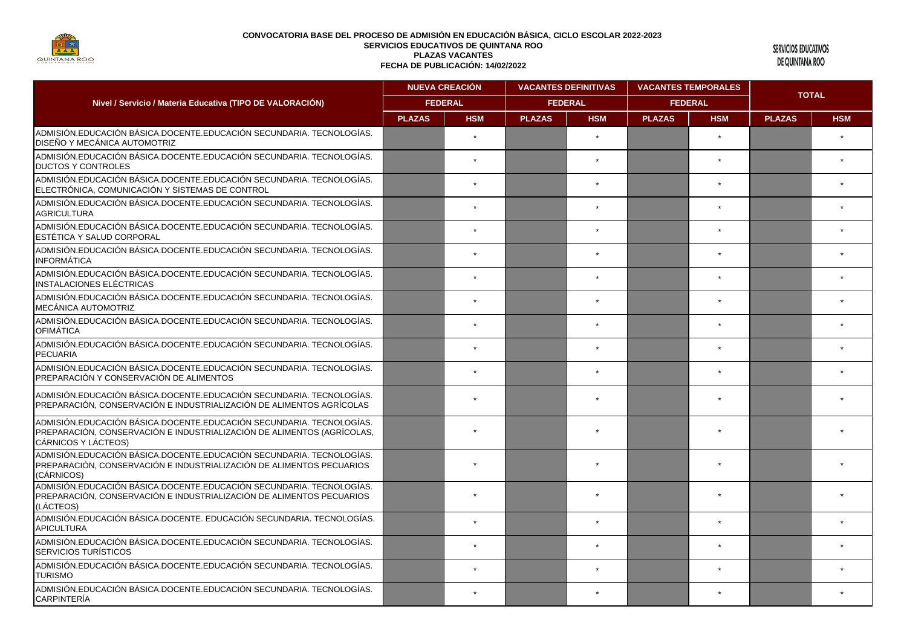**CONVOCATORIA BASE DEL PROCESO DE ADMISIÓN EN EDUCACIÓN BÁSICA, CICLO ESCOLAR 2022-2023**
**SERVICIOS EDUCATIVOS DE QUINTANA ROO**
**PLAZAS VACANTES**
**FECHA DE PUBLICACIÓN: 14/02/2022**

SERVICIOS EDUCATIVOS DE QUINTANA ROO

| Nivel / Servicio / Materia Educativa (TIPO DE VALORACIÓN) | NUEVA CREACIÓN | | VACANTES DEFINITIVAS | | VACANTES TEMPORALES | | TOTAL | |
|---|---|---|---|---|---|---|---|---|
| | FEDERAL | | FEDERAL | | FEDERAL | | | |
| | PLAZAS | HSM | PLAZAS | HSM | PLAZAS | HSM | PLAZAS | HSM |
| ADMISIÓN.EDUCACIÓN BÁSICA.DOCENTE.EDUCACIÓN SECUNDARIA. TECNOLOGÍAS. DISEÑO Y MECÁNICA AUTOMOTRIZ | | * | | * | | * | | * |
| ADMISIÓN.EDUCACIÓN BÁSICA.DOCENTE.EDUCACIÓN SECUNDARIA. TECNOLOGÍAS. DUCTOS Y CONTROLES | | * | | * | | * | | * |
| ADMISIÓN.EDUCACIÓN BÁSICA.DOCENTE.EDUCACIÓN SECUNDARIA. TECNOLOGÍAS. ELECTRÓNICA, COMUNICACIÓN Y SISTEMAS DE CONTROL | | * | | * | | * | | * |
| ADMISIÓN.EDUCACIÓN BÁSICA.DOCENTE.EDUCACIÓN SECUNDARIA. TECNOLOGÍAS. AGRICULTURA | | * | | * | | * | | * |
| ADMISIÓN.EDUCACIÓN BÁSICA.DOCENTE.EDUCACIÓN SECUNDARIA. TECNOLOGÍAS. ESTÉTICA Y SALUD CORPORAL | | * | | * | | * | | * |
| ADMISIÓN.EDUCACIÓN BÁSICA.DOCENTE.EDUCACIÓN SECUNDARIA. TECNOLOGÍAS. INFORMÁTICA | | * | | * | | * | | * |
| ADMISIÓN.EDUCACIÓN BÁSICA.DOCENTE.EDUCACIÓN SECUNDARIA. TECNOLOGÍAS. INSTALACIONES ELÉCTRICAS | | * | | * | | * | | * |
| ADMISIÓN.EDUCACIÓN BÁSICA.DOCENTE.EDUCACIÓN SECUNDARIA. TECNOLOGÍAS. MECÁNICA AUTOMOTRIZ | | * | | * | | * | | * |
| ADMISIÓN.EDUCACIÓN BÁSICA.DOCENTE.EDUCACIÓN SECUNDARIA. TECNOLOGÍAS. OFIMÁTICA | | * | | * | | * | | * |
| ADMISIÓN.EDUCACIÓN BÁSICA.DOCENTE.EDUCACIÓN SECUNDARIA. TECNOLOGÍAS. PECUARIA | | * | | * | | * | | * |
| ADMISIÓN.EDUCACIÓN BÁSICA.DOCENTE.EDUCACIÓN SECUNDARIA. TECNOLOGÍAS. PREPARACIÓN Y CONSERVACIÓN DE ALIMENTOS | | * | | * | | * | | * |
| ADMISIÓN.EDUCACIÓN BÁSICA.DOCENTE.EDUCACIÓN SECUNDARIA. TECNOLOGÍAS. PREPARACIÓN, CONSERVACIÓN E INDUSTRIALIZACIÓN DE ALIMENTOS AGRÍCOLAS | | * | | * | | * | | * |
| ADMISIÓN.EDUCACIÓN BÁSICA.DOCENTE.EDUCACIÓN SECUNDARIA. TECNOLOGÍAS. PREPARACIÓN, CONSERVACIÓN E INDUSTRIALIZACIÓN DE ALIMENTOS (AGRÍCOLAS, CÁRNICOS Y LÁCTEOS) | | * | | * | | * | | * |
| ADMISIÓN.EDUCACIÓN BÁSICA.DOCENTE.EDUCACIÓN SECUNDARIA. TECNOLOGÍAS. PREPARACIÓN, CONSERVACIÓN E INDUSTRIALIZACIÓN DE ALIMENTOS PECUARIOS (CÁRNICOS) | | * | | * | | * | | * |
| ADMISIÓN.EDUCACIÓN BÁSICA.DOCENTE.EDUCACIÓN SECUNDARIA. TECNOLOGÍAS. PREPARACIÓN, CONSERVACIÓN E INDUSTRIALIZACIÓN DE ALIMENTOS PECUARIOS (LÁCTEOS) | | * | | * | | * | | * |
| ADMISIÓN.EDUCACIÓN BÁSICA.DOCENTE. EDUCACIÓN SECUNDARIA. TECNOLOGÍAS. APICULTURA | | * | | * | | * | | * |
| ADMISIÓN.EDUCACIÓN BÁSICA.DOCENTE.EDUCACIÓN SECUNDARIA. TECNOLOGÍAS. SERVICIOS TURÍSTICOS | | * | | * | | * | | * |
| ADMISIÓN.EDUCACIÓN BÁSICA.DOCENTE.EDUCACIÓN SECUNDARIA. TECNOLOGÍAS. TURISMO | | * | | * | | * | | * |
| ADMISIÓN.EDUCACIÓN BÁSICA.DOCENTE.EDUCACIÓN SECUNDARIA. TECNOLOGÍAS. CARPINTERÍA | | * | | * | | * | | * |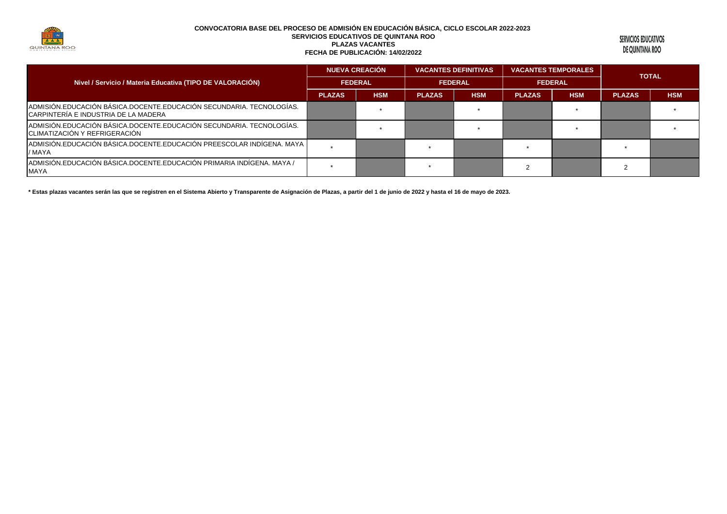**CONVOCATORIA BASE DEL PROCESO DE ADMISIÓN EN EDUCACIÓN BÁSICA, CICLO ESCOLAR 2022-2023**
**SERVICIOS EDUCATIVOS DE QUINTANA ROO**
**PLAZAS VACANTES**
**FECHA DE PUBLICACIÓN: 14/02/2022**

QUINTANA ROO

SERVICIOS EDUCATIVOS DE QUINTANA ROO

| Nivel / Servicio / Materia Educativa (TIPO DE VALORACIÓN) | NUEVA CREACIÓN FEDERAL | | VACANTES DEFINITIVAS FEDERAL | | VACANTES TEMPORALES FEDERAL | | TOTAL | |
|---|---|---|---|---|---|---|---|---|
| | PLAZAS | HSM | PLAZAS | HSM | PLAZAS | HSM | PLAZAS | HSM |
| ADMISIÓN.EDUCACIÓN BÁSICA.DOCENTE.EDUCACIÓN SECUNDARIA. TECNOLOGÍAS. CARPINTERÍA E INDUSTRIA DE LA MADERA | | * | | * | | * | | * |
| ADMISIÓN.EDUCACIÓN BÁSICA.DOCENTE.EDUCACIÓN SECUNDARIA. TECNOLOGÍAS. CLIMATIZACIÓN Y REFRIGERACIÓN | | * | | * | | * | | * |
| ADMISIÓN.EDUCACIÓN BÁSICA.DOCENTE.EDUCACIÓN PREESCOLAR INDÍGENA. MAYA / MAYA | * | | * | | * | | * | |
| ADMISIÓN.EDUCACIÓN BÁSICA.DOCENTE.EDUCACIÓN PRIMARIA INDÍGENA. MAYA / MAYA | * | | * | | 2 | | 2 | |

**\* Estas plazas vacantes serán las que se registren en el Sistema Abierto y Transparente de Asignación de Plazas, a partir del 1 de junio de 2022 y hasta el 16 de mayo de 2023.**